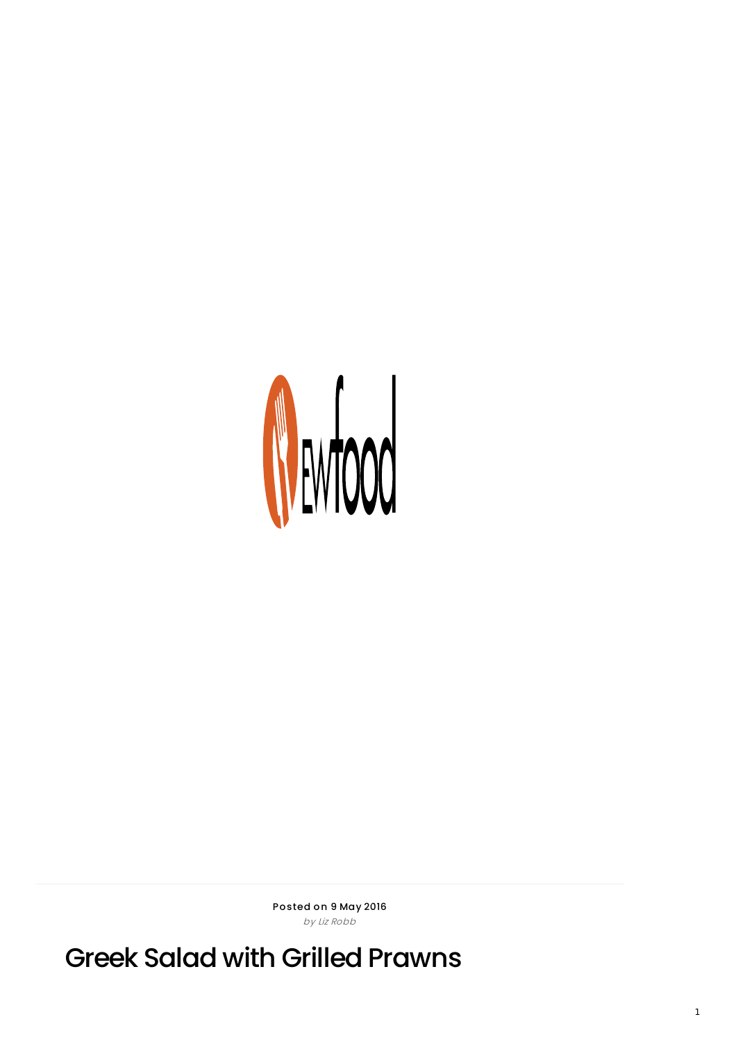Posted on 9 May 2016

*by Liz Robb*

# Greek Salad with Grilled Prawns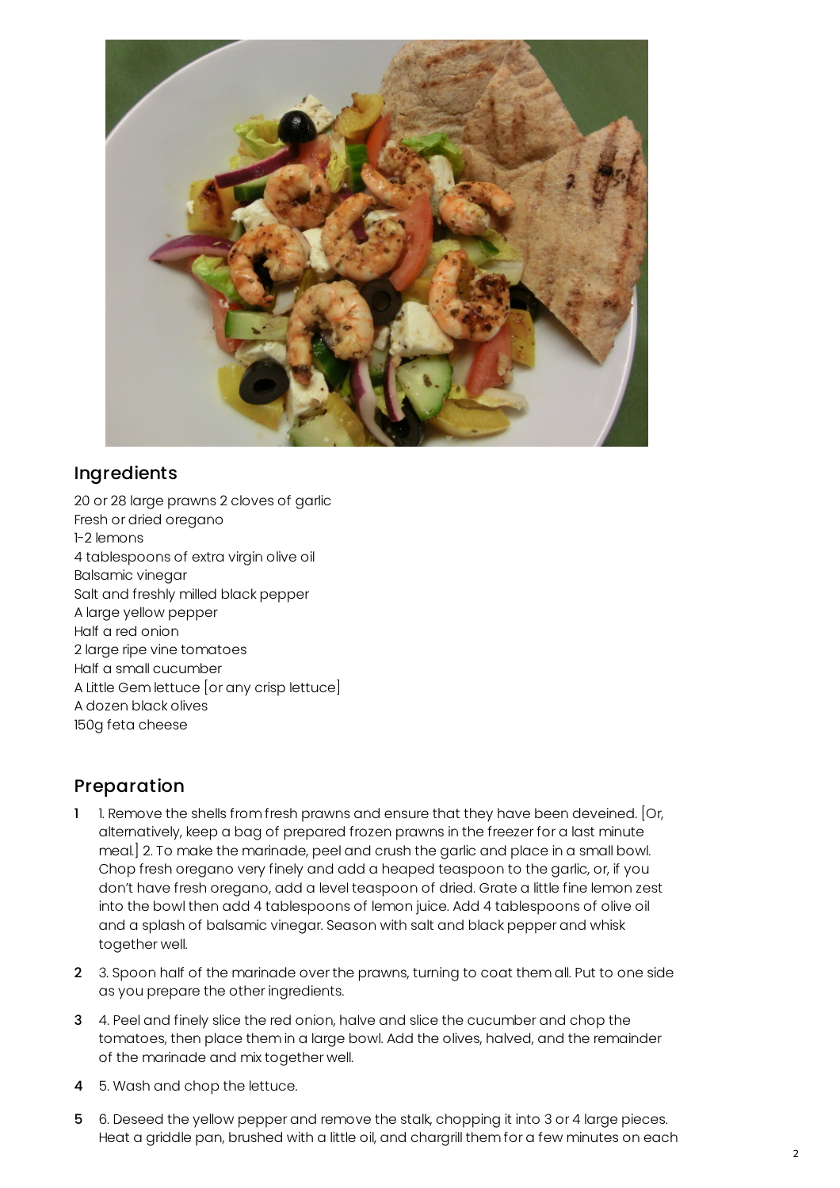## Ingredients

20 or 28 large prawns 2 cloves of garlic
Fresh or dried oregano
1-2 lemons
4 tablespoons of extra virgin olive oil
Balsamic vinegar
Salt and freshly milled black pepper
A large yellow pepper
Half a red onion
2 large ripe vine tomatoes
Half a small cucumber
A Little Gem lettuce [or any crisp lettuce]
A dozen black olives
150g feta cheese

## Preparation

1. 1. Remove the shells from fresh prawns and ensure that they have been deveined. [Or, alternatively, keep a bag of prepared frozen prawns in the freezer for a last minute meal.] 2. To make the marinade, peel and crush the garlic and place in a small bowl. Chop fresh oregano very finely and add a heaped teaspoon to the garlic, or, if you don't have fresh oregano, add a level teaspoon of dried. Grate a little fine lemon zest into the bowl then add 4 tablespoons of lemon juice. Add 4 tablespoons of olive oil and a splash of balsamic vinegar. Season with salt and black pepper and whisk together well.
2. 3. Spoon half of the marinade over the prawns, turning to coat them all. Put to one side as you prepare the other ingredients.
3. 4. Peel and finely slice the red onion, halve and slice the cucumber and chop the tomatoes, then place them in a large bowl. Add the olives, halved, and the remainder of the marinade and mix together well.
4. 5. Wash and chop the lettuce.
5. 6. Deseed the yellow pepper and remove the stalk, chopping it into 3 or 4 large pieces. Heat a griddle pan, brushed with a little oil, and chargrill them for a few minutes on each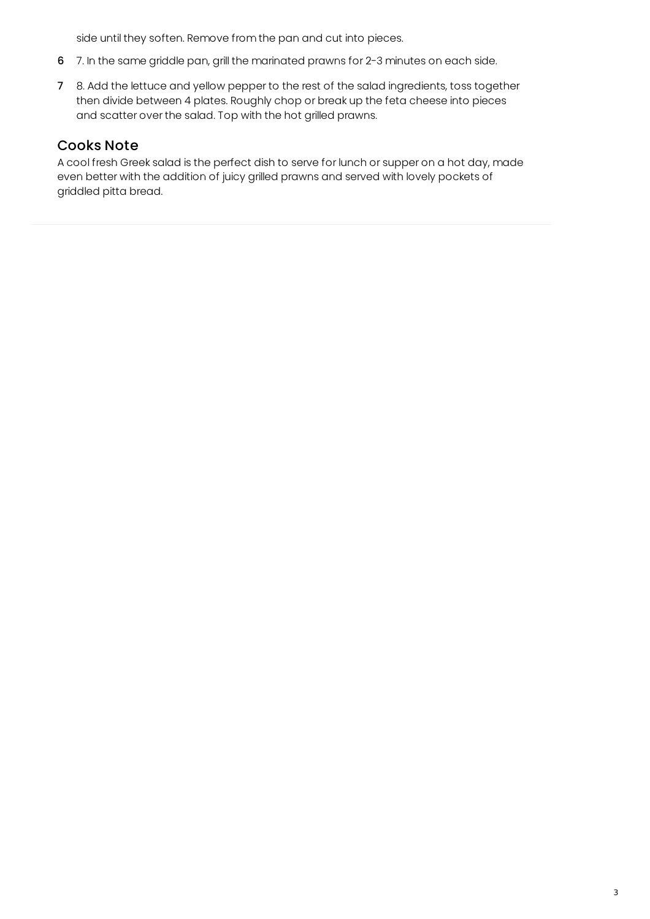side until they soften. Remove from the pan and cut into pieces.

6 7. In the same griddle pan, grill the marinated prawns for 2-3 minutes on each side.

7 8. Add the lettuce and yellow pepper to the rest of the salad ingredients, toss together then divide between 4 plates. Roughly chop or break up the feta cheese into pieces and scatter over the salad. Top with the hot grilled prawns.

## Cooks Note

A cool fresh Greek salad is the perfect dish to serve for lunch or supper on a hot day, made even better with the addition of juicy grilled prawns and served with lovely pockets of griddled pitta bread.